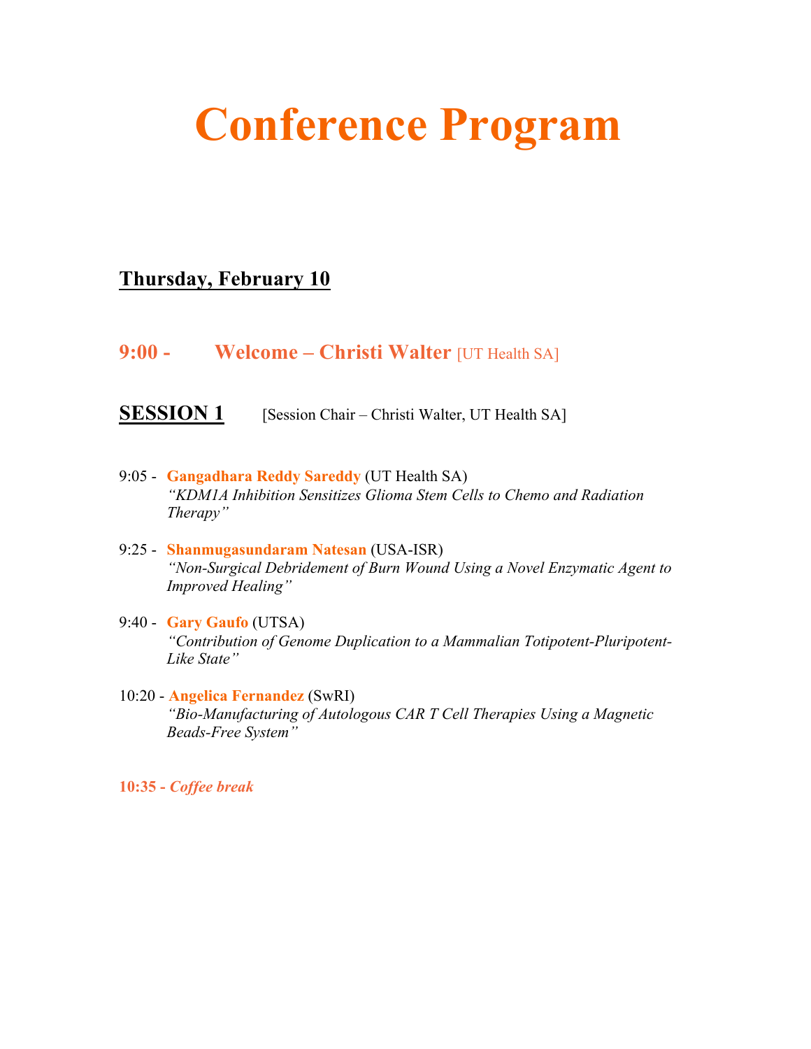# Conference Program

## Thursday, February 10

### 9:00 - Welcome – Christi Walter [UT Health SA]

## SESSION 1 [Session Chair – Christi Walter, UT Health SA]

9:05 - **Gangadhara Reddy Sareddy** (UT Health SA)
*"KDM1A Inhibition Sensitizes Glioma Stem Cells to Chemo and Radiation Therapy"*

9:25 - **Shanmugasundaram Natesan** (USA-ISR)
*"Non-Surgical Debridement of Burn Wound Using a Novel Enzymatic Agent to Improved Healing"*

9:40 - **Gary Gaufo** (UTSA)
*"Contribution of Genome Duplication to a Mammalian Totipotent-Pluripotent-Like State"*

10:20 - **Angelica Fernandez** (SwRI)
*"Bio-Manufacturing of Autologous CAR T Cell Therapies Using a Magnetic Beads-Free System"*

**10:35 - *Coffee break***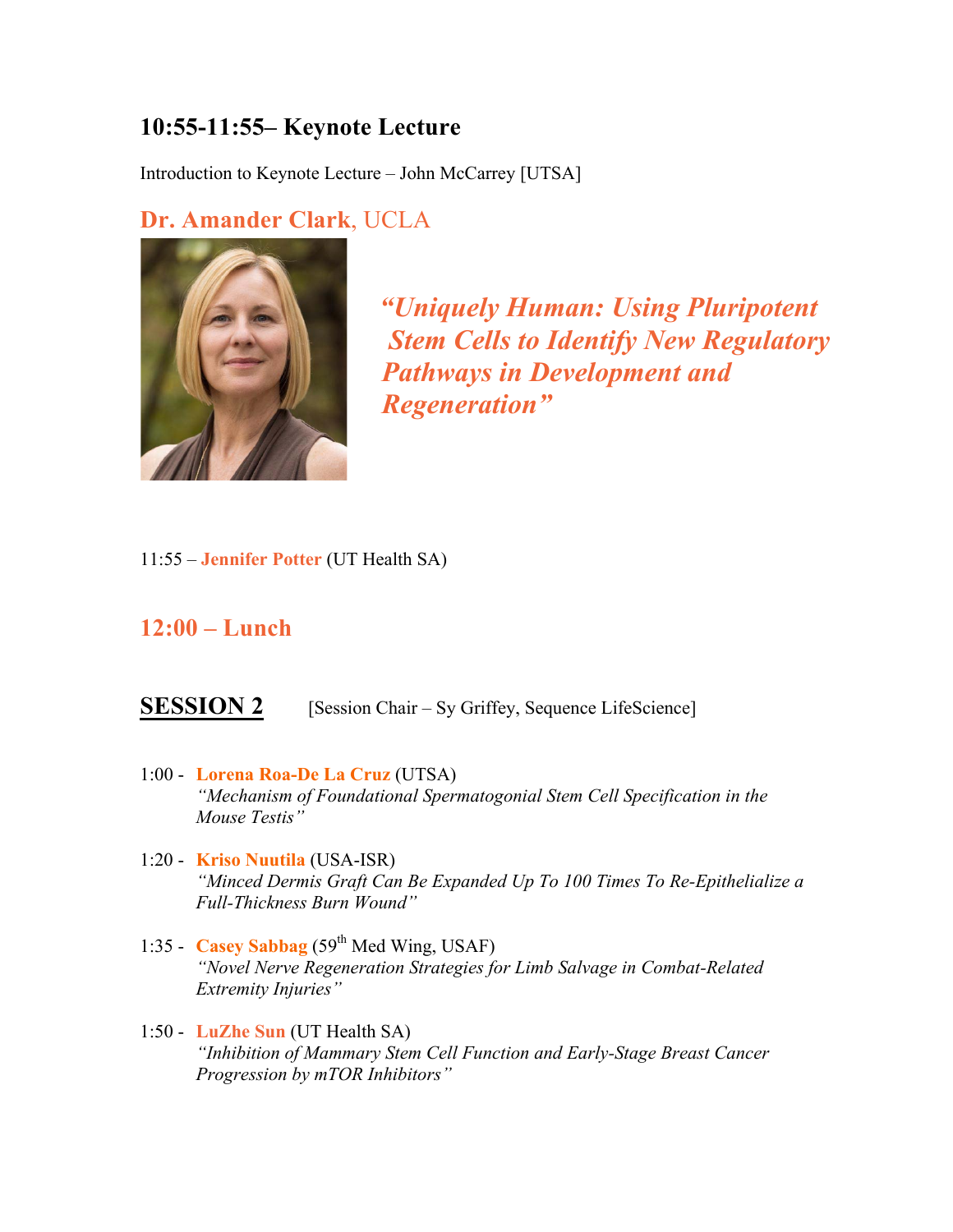## 10:55-11:55– Keynote Lecture

Introduction to Keynote Lecture – John McCarrey [UTSA]

### **Dr. Amander Clark**, UCLA

***"Uniquely Human: Using Pluripotent Stem Cells to Identify New Regulatory Pathways in Development and Regeneration"***

11:55 – **Jennifer Potter** (UT Health SA)

## 12:00 – Lunch

## SESSION 2

[Session Chair – Sy Griffey, Sequence LifeScience]

1:00 - **Lorena Roa-De La Cruz** (UTSA)
*"Mechanism of Foundational Spermatogonial Stem Cell Specification in the Mouse Testis"*

1:20 - **Kriso Nuutila** (USA-ISR)
*"Minced Dermis Graft Can Be Expanded Up To 100 Times To Re-Epithelialize a Full-Thickness Burn Wound"*

1:35 - **Casey Sabbag** (59th Med Wing, USAF)
*"Novel Nerve Regeneration Strategies for Limb Salvage in Combat-Related Extremity Injuries"*

1:50 - **LuZhe Sun** (UT Health SA)
*"Inhibition of Mammary Stem Cell Function and Early-Stage Breast Cancer Progression by mTOR Inhibitors"*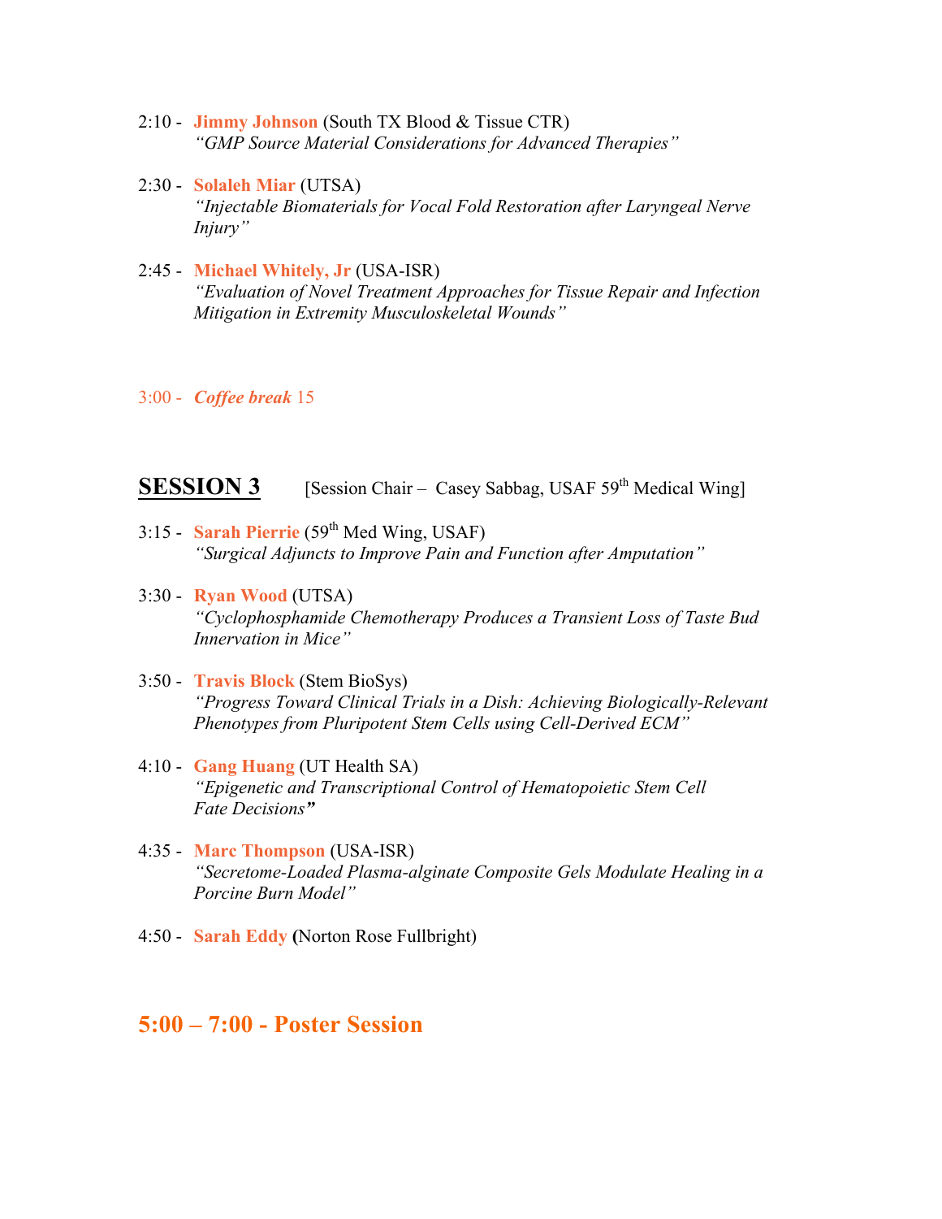2:10 - **Jimmy Johnson** (South TX Blood & Tissue CTR)
*"GMP Source Material Considerations for Advanced Therapies"*

2:30 - **Solaleh Miar** (UTSA)
*"Injectable Biomaterials for Vocal Fold Restoration after Laryngeal Nerve Injury"*

2:45 - **Michael Whitely, Jr** (USA-ISR)
*"Evaluation of Novel Treatment Approaches for Tissue Repair and Infection Mitigation in Extremity Musculoskeletal Wounds"*

3:00 - ***Coffee break*** 15

## SESSION 3

[Session Chair – Casey Sabbag, USAF 59th Medical Wing]

3:15 - **Sarah Pierrie** (59th Med Wing, USAF)
*"Surgical Adjuncts to Improve Pain and Function after Amputation"*

3:30 - **Ryan Wood** (UTSA)
*"Cyclophosphamide Chemotherapy Produces a Transient Loss of Taste Bud Innervation in Mice"*

3:50 - **Travis Block** (Stem BioSys)
*"Progress Toward Clinical Trials in a Dish: Achieving Biologically-Relevant Phenotypes from Pluripotent Stem Cells using Cell-Derived ECM"*

4:10 - **Gang Huang** (UT Health SA)
*"Epigenetic and Transcriptional Control of Hematopoietic Stem Cell Fate Decisions"*

4:35 - **Marc Thompson** (USA-ISR)
*"Secretome-Loaded Plasma-alginate Composite Gels Modulate Healing in a Porcine Burn Model"*

4:50 - **Sarah Eddy** (Norton Rose Fullbright)

## 5:00 – 7:00 - Poster Session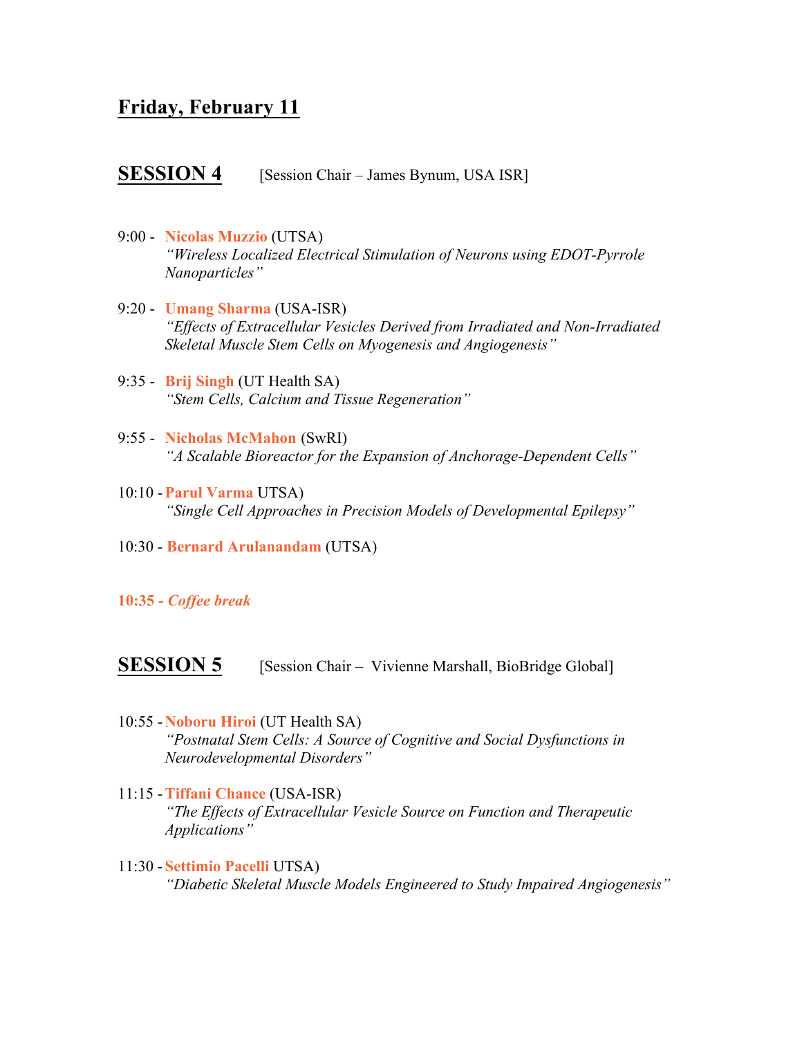## Friday, February 11

### SESSION 4 [Session Chair – James Bynum, USA ISR]

9:00 - **Nicolas Muzzio** (UTSA)
*"Wireless Localized Electrical Stimulation of Neurons using EDOT-Pyrrole Nanoparticles"*

9:20 - **Umang Sharma** (USA-ISR)
*"Effects of Extracellular Vesicles Derived from Irradiated and Non-Irradiated Skeletal Muscle Stem Cells on Myogenesis and Angiogenesis"*

9:35 - **Brij Singh** (UT Health SA)
*"Stem Cells, Calcium and Tissue Regeneration"*

9:55 - **Nicholas McMahon** (SwRI)
*"A Scalable Bioreactor for the Expansion of Anchorage-Dependent Cells"*

10:10 - **Parul Varma** UTSA)
*"Single Cell Approaches in Precision Models of Developmental Epilepsy"*

10:30 - **Bernard Arulanandam** (UTSA)

**10:35 - *Coffee break***

### SESSION 5 [Session Chair – Vivienne Marshall, BioBridge Global]

10:55 - **Noboru Hiroi** (UT Health SA)
*"Postnatal Stem Cells: A Source of Cognitive and Social Dysfunctions in Neurodevelopmental Disorders"*

11:15 - **Tiffani Chance** (USA-ISR)
*"The Effects of Extracellular Vesicle Source on Function and Therapeutic Applications"*

11:30 - **Settimio Pacelli** UTSA)
*"Diabetic Skeletal Muscle Models Engineered to Study Impaired Angiogenesis"*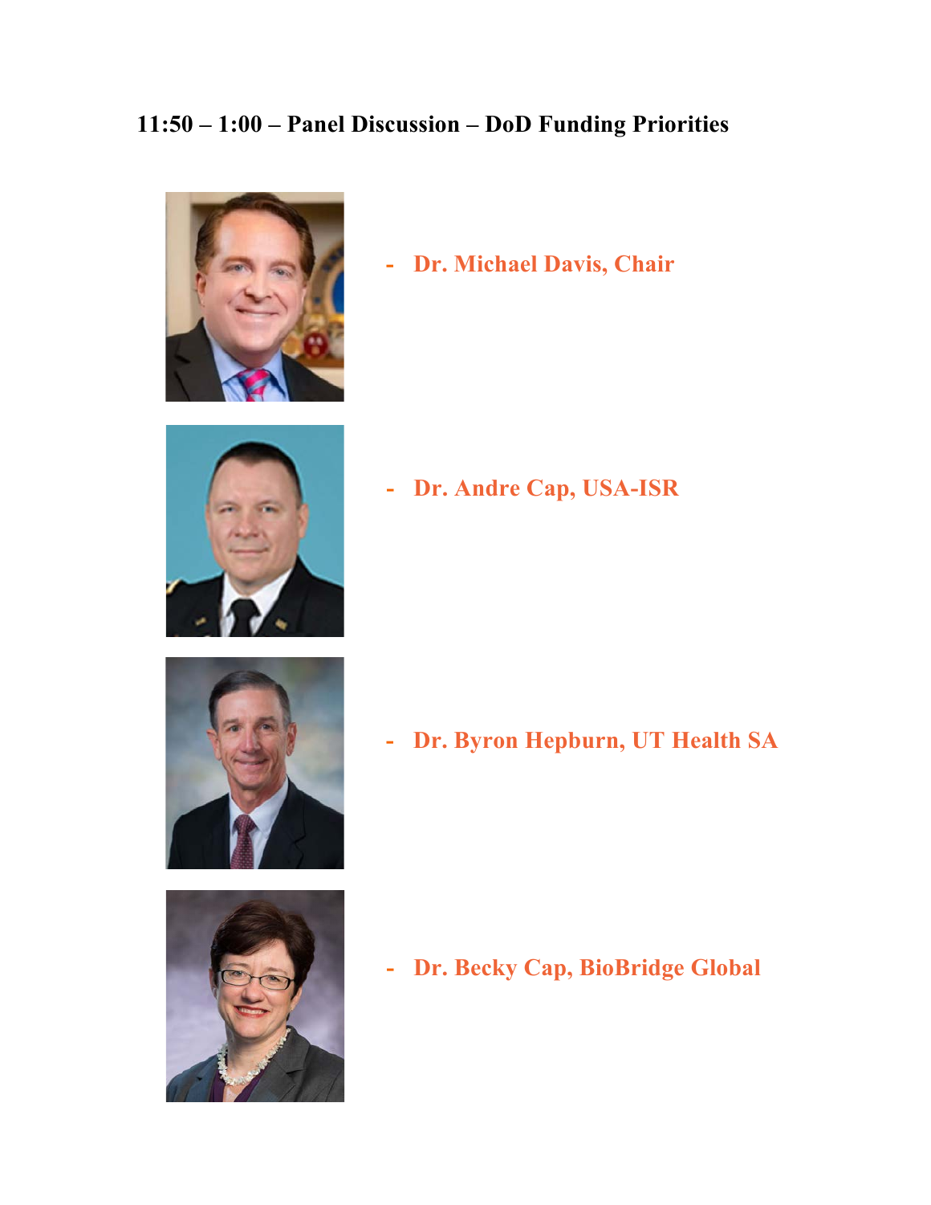**11:50 – 1:00 – Panel Discussion – DoD Funding Priorities**

- **Dr. Michael Davis, Chair**
- **Dr. Andre Cap, USA-ISR**
- **Dr. Byron Hepburn, UT Health SA**
- **Dr. Becky Cap, BioBridge Global**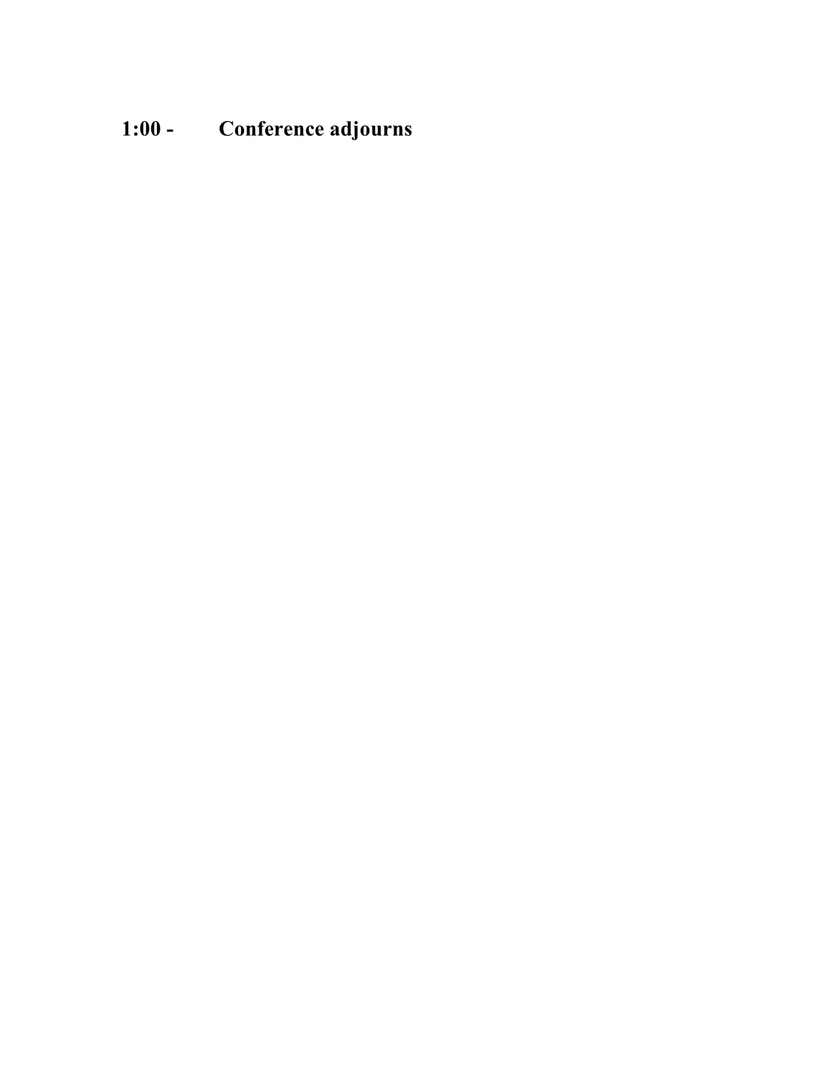**1:00 - Conference adjourns**